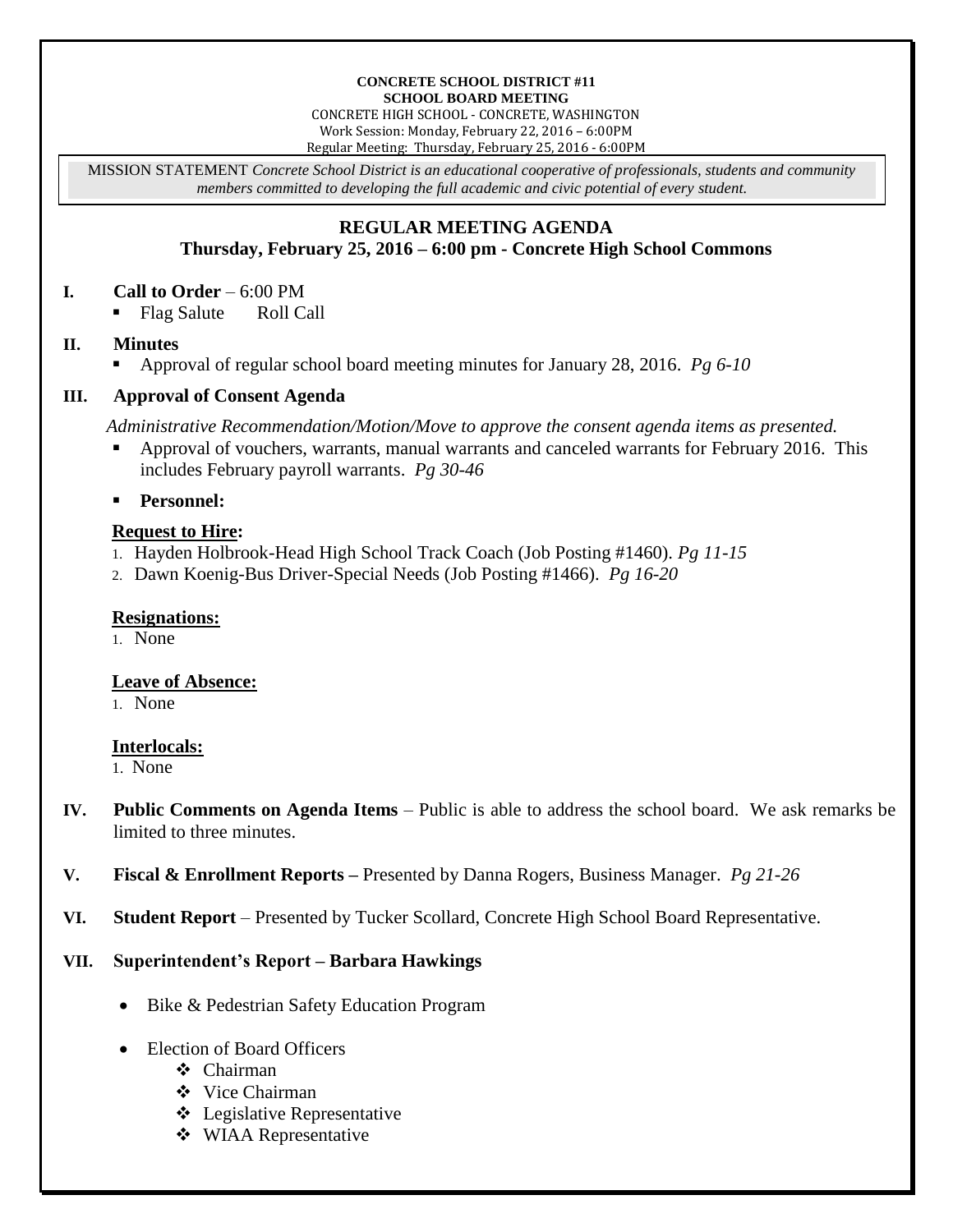**CONCRETE SCHOOL DISTRICT #11**
**SCHOOL BOARD MEETING**
CONCRETE HIGH SCHOOL - CONCRETE, WASHINGTON
Work Session: Monday, February 22, 2016 – 6:00PM
Regular Meeting: Thursday, February 25, 2016 - 6:00PM

MISSION STATEMENT *Concrete School District is an educational cooperative of professionals, students and community members committed to developing the full academic and civic potential of every student.*

## REGULAR MEETING AGENDA
### Thursday, February 25, 2016 – 6:00 pm - Concrete High School Commons

**I. Call to Order** – 6:00 PM

- Flag Salute Roll Call

**II. Minutes**

- Approval of regular school board meeting minutes for January 28, 2016. *Pg 6-10*

**III. Approval of Consent Agenda**

*Administrative Recommendation/Motion/Move to approve the consent agenda items as presented.*

- Approval of vouchers, warrants, manual warrants and canceled warrants for February 2016. This includes February payroll warrants. *Pg 30-46*
- **Personnel:**

**Request to Hire:**

1. Hayden Holbrook-Head High School Track Coach (Job Posting #1460). *Pg 11-15*
2. Dawn Koenig-Bus Driver-Special Needs (Job Posting #1466). *Pg 16-20*

**Resignations:**

1. None

**Leave of Absence:**

1. None

**Interlocals:**

1. None

**IV. Public Comments on Agenda Items** – Public is able to address the school board. We ask remarks be limited to three minutes.

**V. Fiscal & Enrollment Reports –** Presented by Danna Rogers, Business Manager. *Pg 21-26*

**VI. Student Report** – Presented by Tucker Scollard, Concrete High School Board Representative.

**VII. Superintendent's Report – Barbara Hawkings**

- Bike & Pedestrian Safety Education Program
- Election of Board Officers
  - Chairman
  - Vice Chairman
  - Legislative Representative
  - WIAA Representative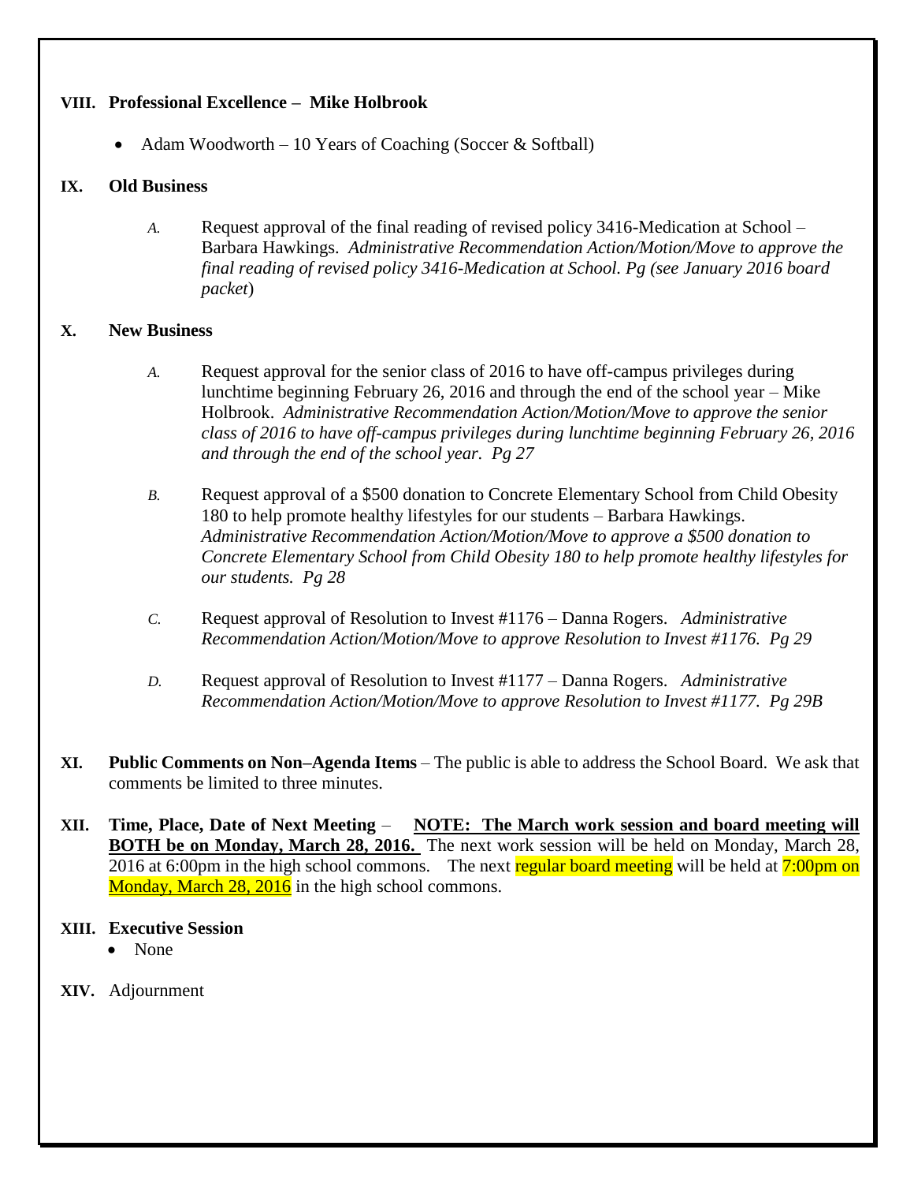## VIII. Professional Excellence – Mike Holbrook

- Adam Woodworth – 10 Years of Coaching (Soccer & Softball)

## IX. Old Business

*A.* Request approval of the final reading of revised policy 3416-Medication at School – Barbara Hawkings. *Administrative Recommendation Action/Motion/Move to approve the final reading of revised policy 3416-Medication at School. Pg (see January 2016 board packet*)

## X. New Business

*A.* Request approval for the senior class of 2016 to have off-campus privileges during lunchtime beginning February 26, 2016 and through the end of the school year – Mike Holbrook. *Administrative Recommendation Action/Motion/Move to approve the senior class of 2016 to have off-campus privileges during lunchtime beginning February 26, 2016 and through the end of the school year. Pg 27*

*B.* Request approval of a $500 donation to Concrete Elementary School from Child Obesity 180 to help promote healthy lifestyles for our students – Barbara Hawkings. *Administrative Recommendation Action/Motion/Move to approve a $500 donation to Concrete Elementary School from Child Obesity 180 to help promote healthy lifestyles for our students. Pg 28*

*C.* Request approval of Resolution to Invest #1176 – Danna Rogers. *Administrative Recommendation Action/Motion/Move to approve Resolution to Invest #1176. Pg 29*

*D.* Request approval of Resolution to Invest #1177 – Danna Rogers. *Administrative Recommendation Action/Motion/Move to approve Resolution to Invest #1177. Pg 29B*

## XI. Public Comments on Non–Agenda Items

**Public Comments on Non–Agenda Items** – The public is able to address the School Board. We ask that comments be limited to three minutes.

## XII. Time, Place, Date of Next Meeting

**Time, Place, Date of Next Meeting** – **NOTE: The March work session and board meeting will BOTH be on Monday, March 28, 2016.** The next work session will be held on Monday, March 28, 2016 at 6:00pm in the high school commons. The next regular board meeting will be held at 7:00pm on Monday, March 28, 2016 in the high school commons.

## XIII. Executive Session

- None

## XIV. Adjournment